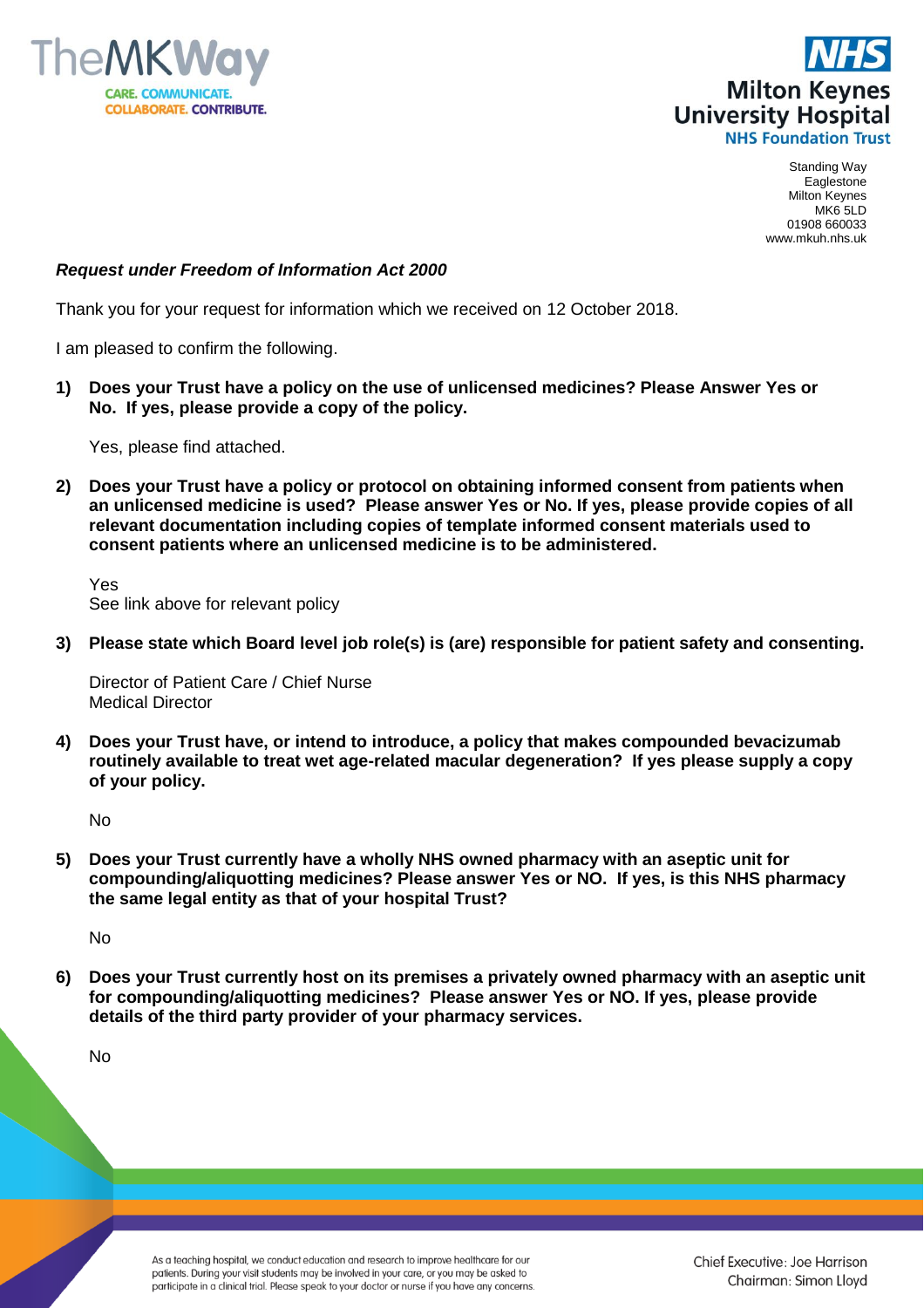TheMKWay

CARE. COMMUNICATE. COLLABORATE. CONTRIBUTE.

**NHS**
**Milton Keynes University Hospital**
**NHS Foundation Trust**

Standing Way
Eaglestone
Milton Keynes
MK6 5LD
01908 660033
www.mkuh.nhs.uk

***Request under Freedom of Information Act 2000***

Thank you for your request for information which we received on 12 October 2018.

I am pleased to confirm the following.

1) **Does your Trust have a policy on the use of unlicensed medicines? Please Answer Yes or No. If yes, please provide a copy of the policy.**

   Yes, please find attached.

2) **Does your Trust have a policy or protocol on obtaining informed consent from patients when an unlicensed medicine is used? Please answer Yes or No. If yes, please provide copies of all relevant documentation including copies of template informed consent materials used to consent patients where an unlicensed medicine is to be administered.**

   Yes
   See link above for relevant policy

3) **Please state which Board level job role(s) is (are) responsible for patient safety and consenting.**

   Director of Patient Care / Chief Nurse
   Medical Director

4) **Does your Trust have, or intend to introduce, a policy that makes compounded bevacizumab routinely available to treat wet age-related macular degeneration? If yes please supply a copy of your policy.**

   No

5) **Does your Trust currently have a wholly NHS owned pharmacy with an aseptic unit for compounding/aliquotting medicines? Please answer Yes or NO. If yes, is this NHS pharmacy the same legal entity as that of your hospital Trust?**

   No

6) **Does your Trust currently host on its premises a privately owned pharmacy with an aseptic unit for compounding/aliquotting medicines? Please answer Yes or NO. If yes, please provide details of the third party provider of your pharmacy services.**

   No

As a teaching hospital, we conduct education and research to improve healthcare for our patients. During your visit students may be involved in your care, or you may be asked to participate in a clinical trial. Please speak to your doctor or nurse if you have any concerns.

Chief Executive: Joe Harrison
Chairman: Simon Lloyd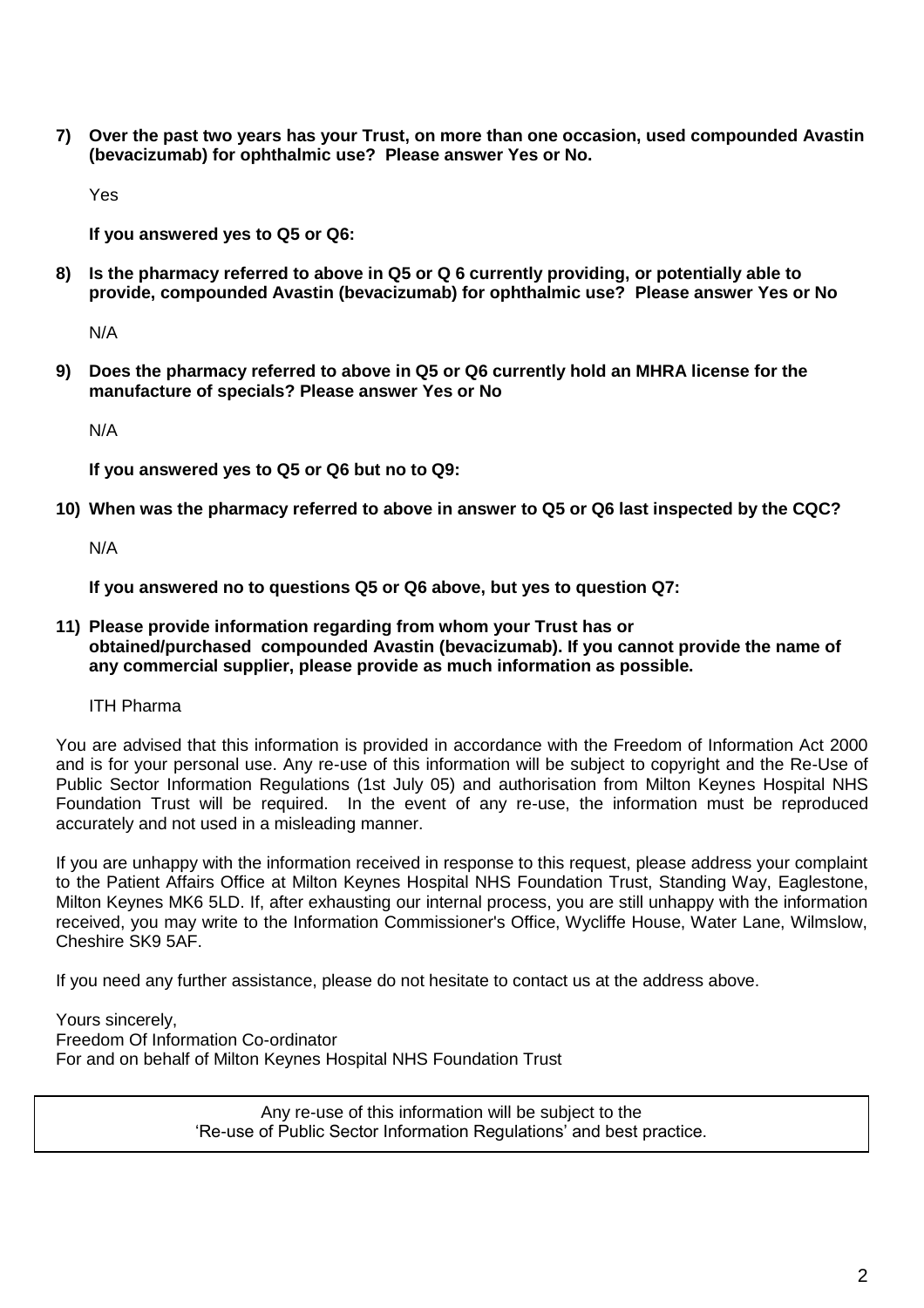**7) Over the past two years has your Trust, on more than one occasion, used compounded Avastin (bevacizumab) for ophthalmic use? Please answer Yes or No.**

Yes

**If you answered yes to Q5 or Q6:**

**8) Is the pharmacy referred to above in Q5 or Q 6 currently providing, or potentially able to provide, compounded Avastin (bevacizumab) for ophthalmic use? Please answer Yes or No**

N/A

**9) Does the pharmacy referred to above in Q5 or Q6 currently hold an MHRA license for the manufacture of specials? Please answer Yes or No**

N/A

**If you answered yes to Q5 or Q6 but no to Q9:**

**10) When was the pharmacy referred to above in answer to Q5 or Q6 last inspected by the CQC?**

N/A

**If you answered no to questions Q5 or Q6 above, but yes to question Q7:**

**11) Please provide information regarding from whom your Trust has or obtained/purchased compounded Avastin (bevacizumab). If you cannot provide the name of any commercial supplier, please provide as much information as possible.**

ITH Pharma

You are advised that this information is provided in accordance with the Freedom of Information Act 2000 and is for your personal use. Any re-use of this information will be subject to copyright and the Re-Use of Public Sector Information Regulations (1st July 05) and authorisation from Milton Keynes Hospital NHS Foundation Trust will be required. In the event of any re-use, the information must be reproduced accurately and not used in a misleading manner.

If you are unhappy with the information received in response to this request, please address your complaint to the Patient Affairs Office at Milton Keynes Hospital NHS Foundation Trust, Standing Way, Eaglestone, Milton Keynes MK6 5LD. If, after exhausting our internal process, you are still unhappy with the information received, you may write to the Information Commissioner's Office, Wycliffe House, Water Lane, Wilmslow, Cheshire SK9 5AF.

If you need any further assistance, please do not hesitate to contact us at the address above.

Yours sincerely,
Freedom Of Information Co-ordinator
For and on behalf of Milton Keynes Hospital NHS Foundation Trust

Any re-use of this information will be subject to the
'Re-use of Public Sector Information Regulations' and best practice.